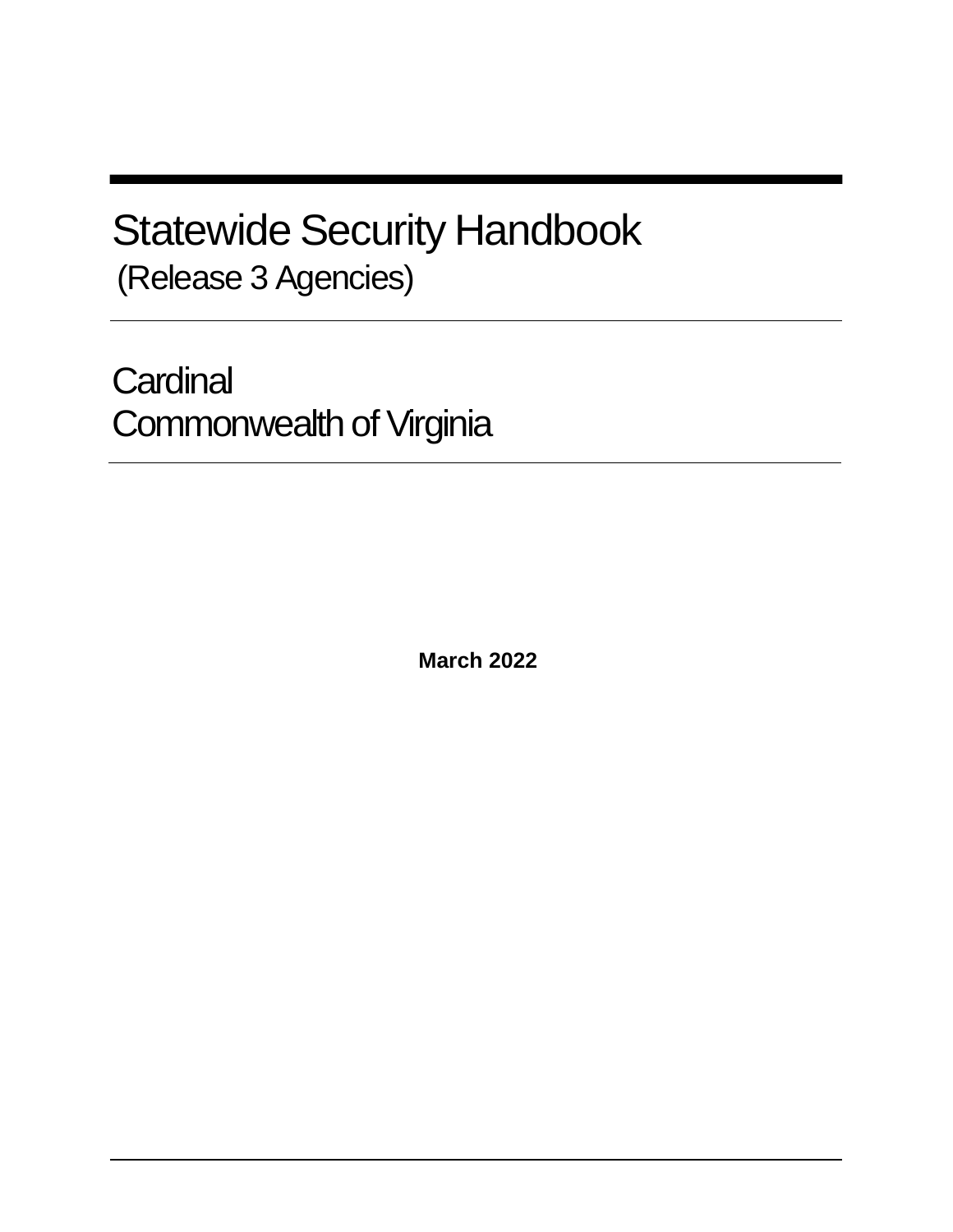# Statewide Security Handbook

(Release 3 Agencies)

## Cardinal
## Commonwealth of Virginia

**March 2022**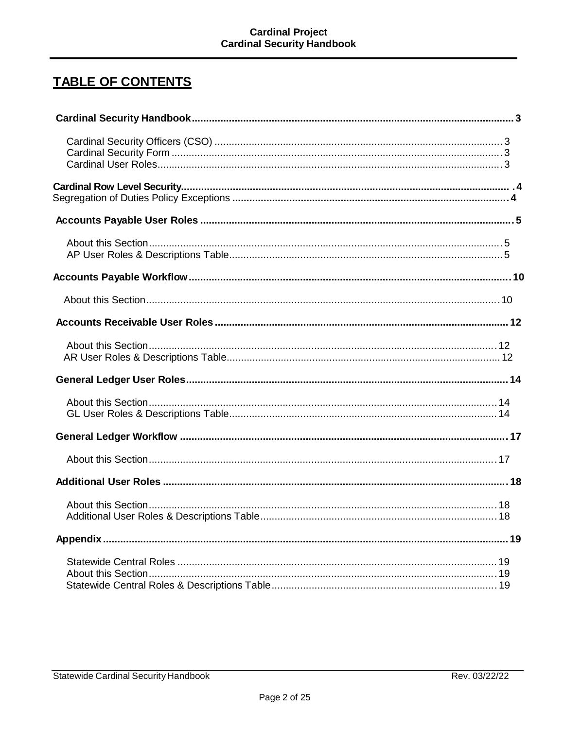# TABLE OF CONTENTS

**Cardinal Security Handbook** ..... 3

- Cardinal Security Officers (CSO) ..... 3
- Cardinal Security Form ..... 3
- Cardinal User Roles ..... 3

**Cardinal Row Level Security** ..... 4

Segregation of Duties Policy Exceptions ..... 4

**Accounts Payable User Roles** ..... 5

- About this Section ..... 5
- AP User Roles & Descriptions Table ..... 5

**Accounts Payable Workflow** ..... 10

- About this Section ..... 10

**Accounts Receivable User Roles** ..... 12

- About this Section ..... 12
- AR User Roles & Descriptions Table ..... 12

**General Ledger User Roles** ..... 14

- About this Section ..... 14
- GL User Roles & Descriptions Table ..... 14

**General Ledger Workflow** ..... 17

- About this Section ..... 17

**Additional User Roles** ..... 18

- About this Section ..... 18
- Additional User Roles & Descriptions Table ..... 18

**Appendix** ..... 19

- Statewide Central Roles ..... 19
- About this Section ..... 19
- Statewide Central Roles & Descriptions Table ..... 19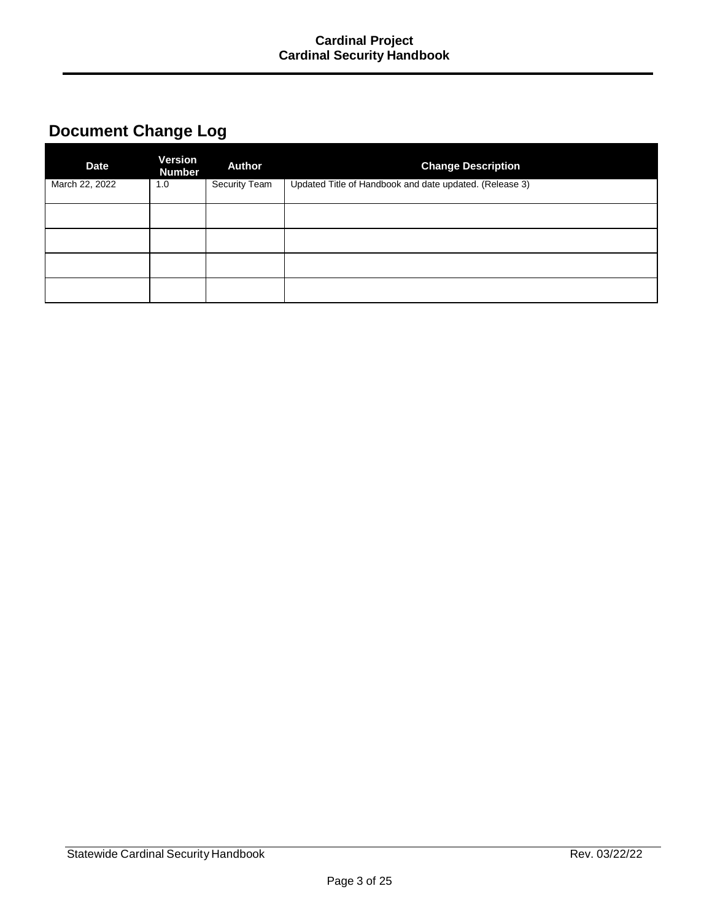# Document Change Log

| Date | Version Number | Author | Change Description |
|---|---|---|---|
| March 22, 2022 | 1.0 | Security Team | Updated Title of Handbook and date updated. (Release 3) |
| | | | |
| | | | |
| | | | |
| | | | |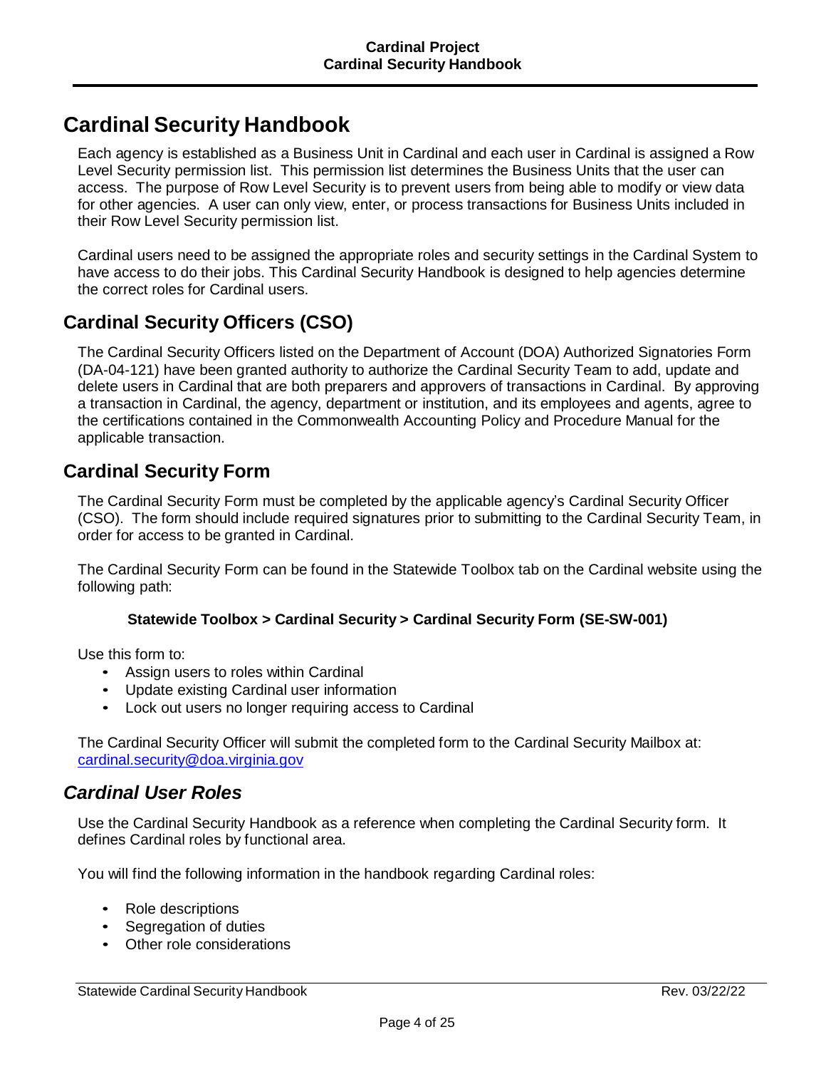# Cardinal Security Handbook

Each agency is established as a Business Unit in Cardinal and each user in Cardinal is assigned a Row Level Security permission list. This permission list determines the Business Units that the user can access. The purpose of Row Level Security is to prevent users from being able to modify or view data for other agencies. A user can only view, enter, or process transactions for Business Units included in their Row Level Security permission list.

Cardinal users need to be assigned the appropriate roles and security settings in the Cardinal System to have access to do their jobs. This Cardinal Security Handbook is designed to help agencies determine the correct roles for Cardinal users.

## Cardinal Security Officers (CSO)

The Cardinal Security Officers listed on the Department of Account (DOA) Authorized Signatories Form (DA-04-121) have been granted authority to authorize the Cardinal Security Team to add, update and delete users in Cardinal that are both preparers and approvers of transactions in Cardinal. By approving a transaction in Cardinal, the agency, department or institution, and its employees and agents, agree to the certifications contained in the Commonwealth Accounting Policy and Procedure Manual for the applicable transaction.

## Cardinal Security Form

The Cardinal Security Form must be completed by the applicable agency's Cardinal Security Officer (CSO). The form should include required signatures prior to submitting to the Cardinal Security Team, in order for access to be granted in Cardinal.

The Cardinal Security Form can be found in the Statewide Toolbox tab on the Cardinal website using the following path:

**Statewide Toolbox > Cardinal Security > Cardinal Security Form (SE-SW-001)**

Use this form to:

- Assign users to roles within Cardinal
- Update existing Cardinal user information
- Lock out users no longer requiring access to Cardinal

The Cardinal Security Officer will submit the completed form to the Cardinal Security Mailbox at: cardinal.security@doa.virginia.gov

### *Cardinal User Roles*

Use the Cardinal Security Handbook as a reference when completing the Cardinal Security form. It defines Cardinal roles by functional area.

You will find the following information in the handbook regarding Cardinal roles:

- Role descriptions
- Segregation of duties
- Other role considerations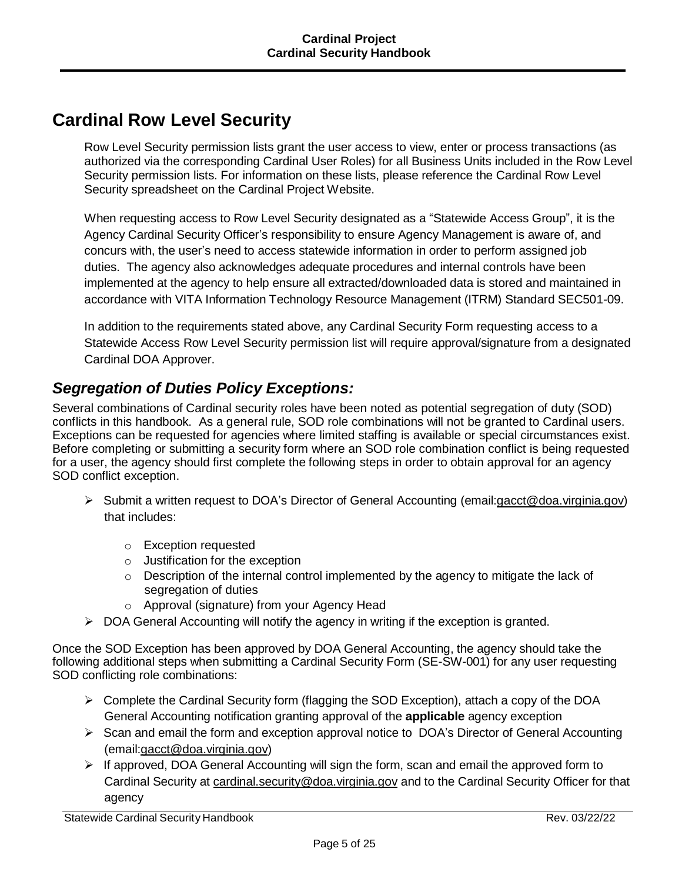# Cardinal Row Level Security

Row Level Security permission lists grant the user access to view, enter or process transactions (as authorized via the corresponding Cardinal User Roles) for all Business Units included in the Row Level Security permission lists. For information on these lists, please reference the Cardinal Row Level Security spreadsheet on the Cardinal Project Website.

When requesting access to Row Level Security designated as a "Statewide Access Group", it is the Agency Cardinal Security Officer's responsibility to ensure Agency Management is aware of, and concurs with, the user's need to access statewide information in order to perform assigned job duties. The agency also acknowledges adequate procedures and internal controls have been implemented at the agency to help ensure all extracted/downloaded data is stored and maintained in accordance with VITA Information Technology Resource Management (ITRM) Standard SEC501-09.

In addition to the requirements stated above, any Cardinal Security Form requesting access to a Statewide Access Row Level Security permission list will require approval/signature from a designated Cardinal DOA Approver.

## *Segregation of Duties Policy Exceptions:*

Several combinations of Cardinal security roles have been noted as potential segregation of duty (SOD) conflicts in this handbook. As a general rule, SOD role combinations will not be granted to Cardinal users. Exceptions can be requested for agencies where limited staffing is available or special circumstances exist. Before completing or submitting a security form where an SOD role combination conflict is being requested for a user, the agency should first complete the following steps in order to obtain approval for an agency SOD conflict exception.

- Submit a written request to DOA's Director of General Accounting (email:gacct@doa.virginia.gov) that includes:
  - Exception requested
  - Justification for the exception
  - Description of the internal control implemented by the agency to mitigate the lack of segregation of duties
  - Approval (signature) from your Agency Head
- DOA General Accounting will notify the agency in writing if the exception is granted.

Once the SOD Exception has been approved by DOA General Accounting, the agency should take the following additional steps when submitting a Cardinal Security Form (SE-SW-001) for any user requesting SOD conflicting role combinations:

- Complete the Cardinal Security form (flagging the SOD Exception), attach a copy of the DOA General Accounting notification granting approval of the **applicable** agency exception
- Scan and email the form and exception approval notice to DOA's Director of General Accounting (email:gacct@doa.virginia.gov)
- If approved, DOA General Accounting will sign the form, scan and email the approved form to Cardinal Security at cardinal.security@doa.virginia.gov and to the Cardinal Security Officer for that agency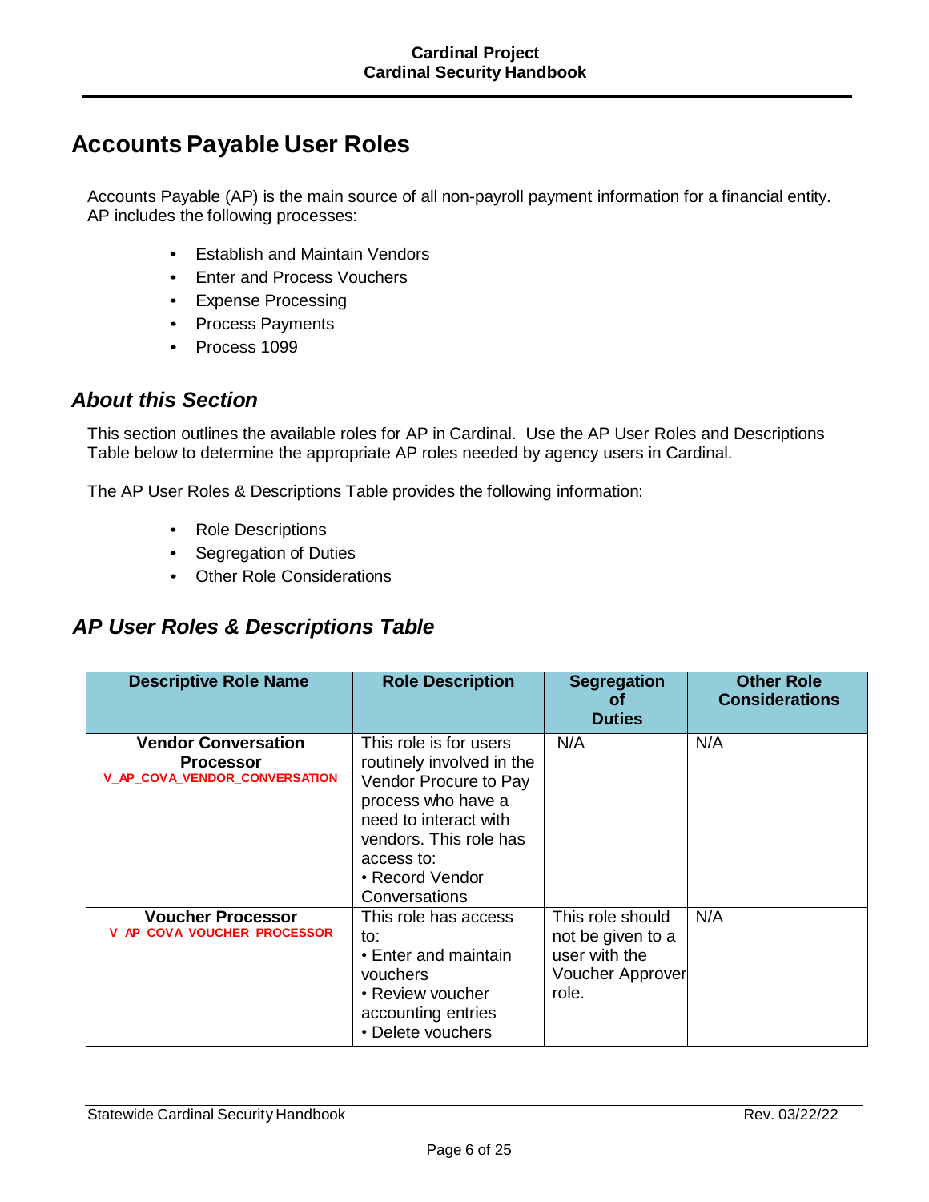# Accounts Payable User Roles

Accounts Payable (AP) is the main source of all non-payroll payment information for a financial entity. AP includes the following processes:

- Establish and Maintain Vendors
- Enter and Process Vouchers
- Expense Processing
- Process Payments
- Process 1099

## *About this Section*

This section outlines the available roles for AP in Cardinal. Use the AP User Roles and Descriptions Table below to determine the appropriate AP roles needed by agency users in Cardinal.

The AP User Roles & Descriptions Table provides the following information:

- Role Descriptions
- Segregation of Duties
- Other Role Considerations

## *AP User Roles & Descriptions Table*

| Descriptive Role Name | Role Description | Segregation of Duties | Other Role Considerations |
|---|---|---|---|
| **Vendor Conversation Processor** V_AP_COVA_VENDOR_CONVERSATION | This role is for users routinely involved in the Vendor Procure to Pay process who have a need to interact with vendors. This role has access to:<br>• Record Vendor Conversations | N/A | N/A |
| **Voucher Processor** V_AP_COVA_VOUCHER_PROCESSOR | This role has access to:<br>• Enter and maintain vouchers<br>• Review voucher accounting entries<br>• Delete vouchers | This role should not be given to a user with the Voucher Approver role. | N/A |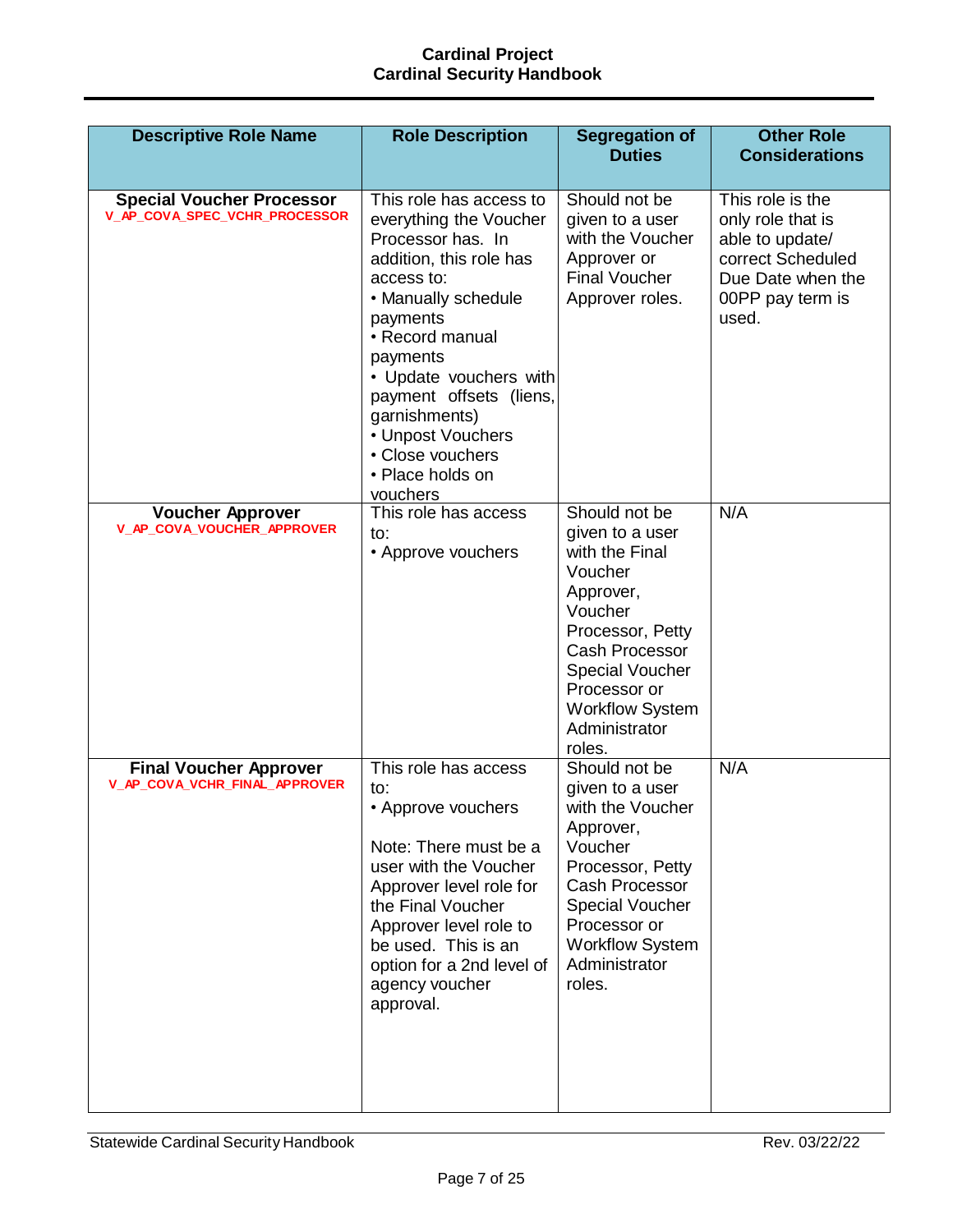| Descriptive Role Name | Role Description | Segregation of Duties | Other Role Considerations |
|---|---|---|---|
| **Special Voucher Processor** V_AP_COVA_SPEC_VCHR_PROCESSOR | This role has access to everything the Voucher Processor has. In addition, this role has access to: • Manually schedule payments • Record manual payments • Update vouchers with payment offsets (liens, garnishments) • Unpost Vouchers • Close vouchers • Place holds on vouchers | Should not be given to a user with the Voucher Approver or Final Voucher Approver roles. | This role is the only role that is able to update/ correct Scheduled Due Date when the 00PP pay term is used. |
| **Voucher Approver** V_AP_COVA_VOUCHER_APPROVER | This role has access to: • Approve vouchers | Should not be given to a user with the Final Voucher Approver, Voucher Processor, Petty Cash Processor Special Voucher Processor or Workflow System Administrator roles. | N/A |
| **Final Voucher Approver** V_AP_COVA_VCHR_FINAL_APPROVER | This role has access to: • Approve vouchers<br><br>Note: There must be a user with the Voucher Approver level role for the Final Voucher Approver level role to be used. This is an option for a 2nd level of agency voucher approval. | Should not be given to a user with the Voucher Approver, Voucher Processor, Petty Cash Processor Special Voucher Processor or Workflow System Administrator roles. | N/A |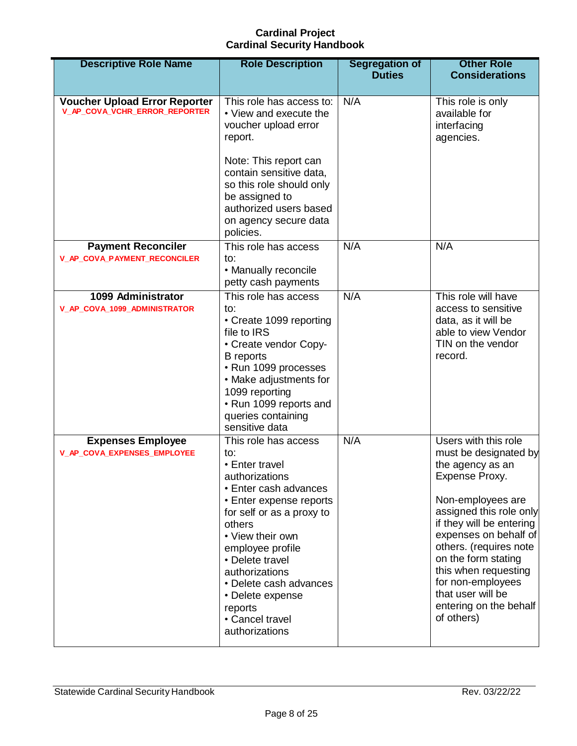| Descriptive Role Name | Role Description | Segregation of Duties | Other Role Considerations |
|---|---|---|---|
| **Voucher Upload Error Reporter**<br>**V_AP_COVA_VCHR_ERROR_REPORTER** | This role has access to:<br>• View and execute the voucher upload error report.<br><br>Note: This report can contain sensitive data, so this role should only be assigned to authorized users based on agency secure data policies. | N/A | This role is only available for interfacing agencies. |
| **Payment Reconciler**<br>**V_AP_COVA_PAYMENT_RECONCILER** | This role has access to:<br>• Manually reconcile petty cash payments | N/A | N/A |
| **1099 Administrator**<br>**V_AP_COVA_1099_ADMINISTRATOR** | This role has access to:<br>• Create 1099 reporting file to IRS<br>• Create vendor Copy-B reports<br>• Run 1099 processes<br>• Make adjustments for 1099 reporting<br>• Run 1099 reports and queries containing sensitive data | N/A | This role will have access to sensitive data, as it will be able to view Vendor TIN on the vendor record. |
| **Expenses Employee**<br>**V_AP_COVA_EXPENSES_EMPLOYEE** | This role has access to:<br>• Enter travel authorizations<br>• Enter cash advances<br>• Enter expense reports for self or as a proxy to others<br>• View their own employee profile<br>• Delete travel authorizations<br>• Delete cash advances<br>• Delete expense reports<br>• Cancel travel authorizations | N/A | Users with this role must be designated by the agency as an Expense Proxy.<br><br>Non-employees are assigned this role only if they will be entering expenses on behalf of others. (requires note on the form stating this when requesting for non-employees that user will be entering on the behalf of others) |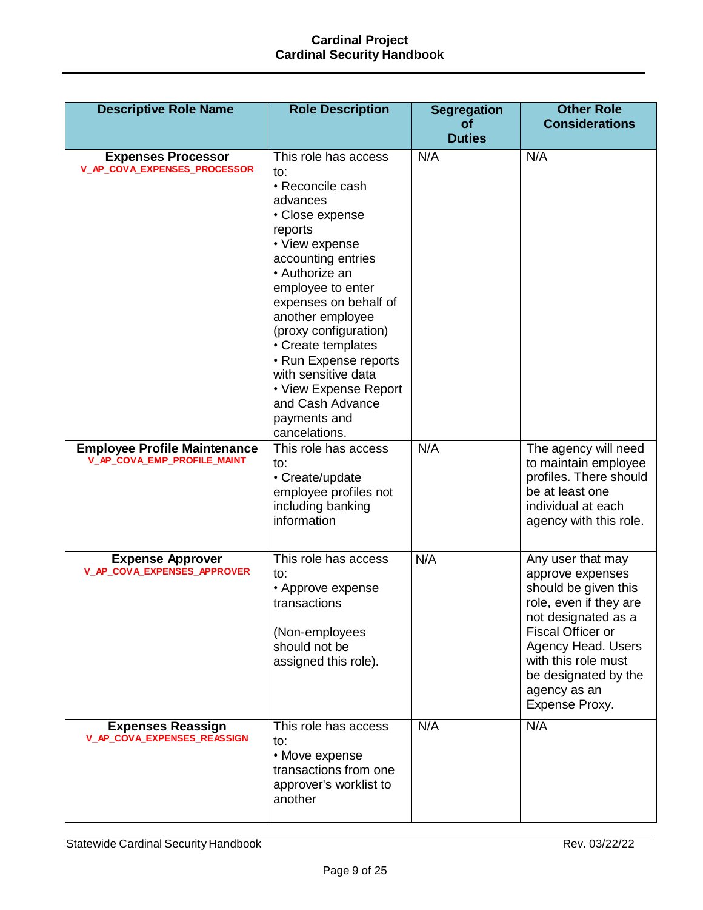| Descriptive Role Name | Role Description | Segregation of Duties | Other Role Considerations |
|---|---|---|---|
| **Expenses Processor** V_AP_COVA_EXPENSES_PROCESSOR | This role has access to: • Reconcile cash advances • Close expense reports • View expense accounting entries • Authorize an employee to enter expenses on behalf of another employee (proxy configuration) • Create templates • Run Expense reports with sensitive data • View Expense Report and Cash Advance payments and cancelations. | N/A | N/A |
| **Employee Profile Maintenance** V_AP_COVA_EMP_PROFILE_MAINT | This role has access to: • Create/update employee profiles not including banking information | N/A | The agency will need to maintain employee profiles. There should be at least one individual at each agency with this role. |
| **Expense Approver** V_AP_COVA_EXPENSES_APPROVER | This role has access to: • Approve expense transactions (Non-employees should not be assigned this role). | N/A | Any user that may approve expenses should be given this role, even if they are not designated as a Fiscal Officer or Agency Head. Users with this role must be designated by the agency as an Expense Proxy. |
| **Expenses Reassign** V_AP_COVA_EXPENSES_REASSIGN | This role has access to: • Move expense transactions from one approver's worklist to another | N/A | N/A |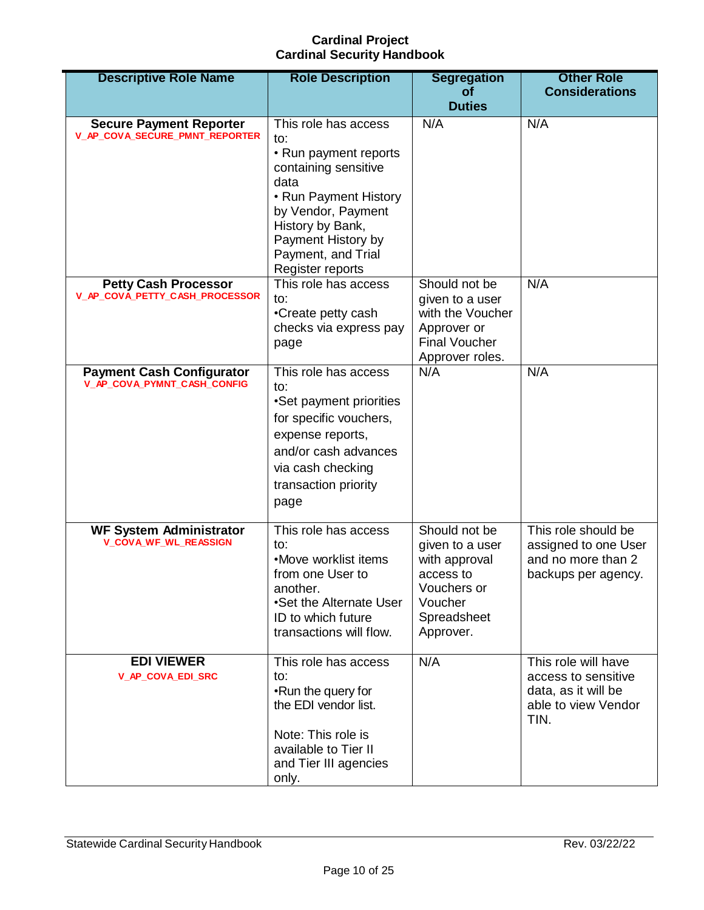| Descriptive Role Name | Role Description | Segregation of Duties | Other Role Considerations |
|---|---|---|---|
| **Secure Payment Reporter** V_AP_COVA_SECURE_PMNT_REPORTER | This role has access to: • Run payment reports containing sensitive data • Run Payment History by Vendor, Payment History by Bank, Payment History by Payment, and Trial Register reports | N/A | N/A |
| **Petty Cash Processor** V_AP_COVA_PETTY_CASH_PROCESSOR | This role has access to: •Create petty cash checks via express pay page | Should not be given to a user with the Voucher Approver or Final Voucher Approver roles. | N/A |
| **Payment Cash Configurator** V_AP_COVA_PYMNT_CASH_CONFIG | This role has access to: •Set payment priorities for specific vouchers, expense reports, and/or cash advances via cash checking transaction priority page | N/A | N/A |
| **WF System Administrator** V_COVA_WF_WL_REASSIGN | This role has access to: •Move worklist items from one User to another. •Set the Alternate User ID to which future transactions will flow. | Should not be given to a user with approval access to Vouchers or Voucher Spreadsheet Approver. | This role should be assigned to one User and no more than 2 backups per agency. |
| **EDI VIEWER** V_AP_COVA_EDI_SRC | This role has access to: •Run the query for the EDI vendor list. Note: This role is available to Tier II and Tier III agencies only. | N/A | This role will have access to sensitive data, as it will be able to view Vendor TIN. |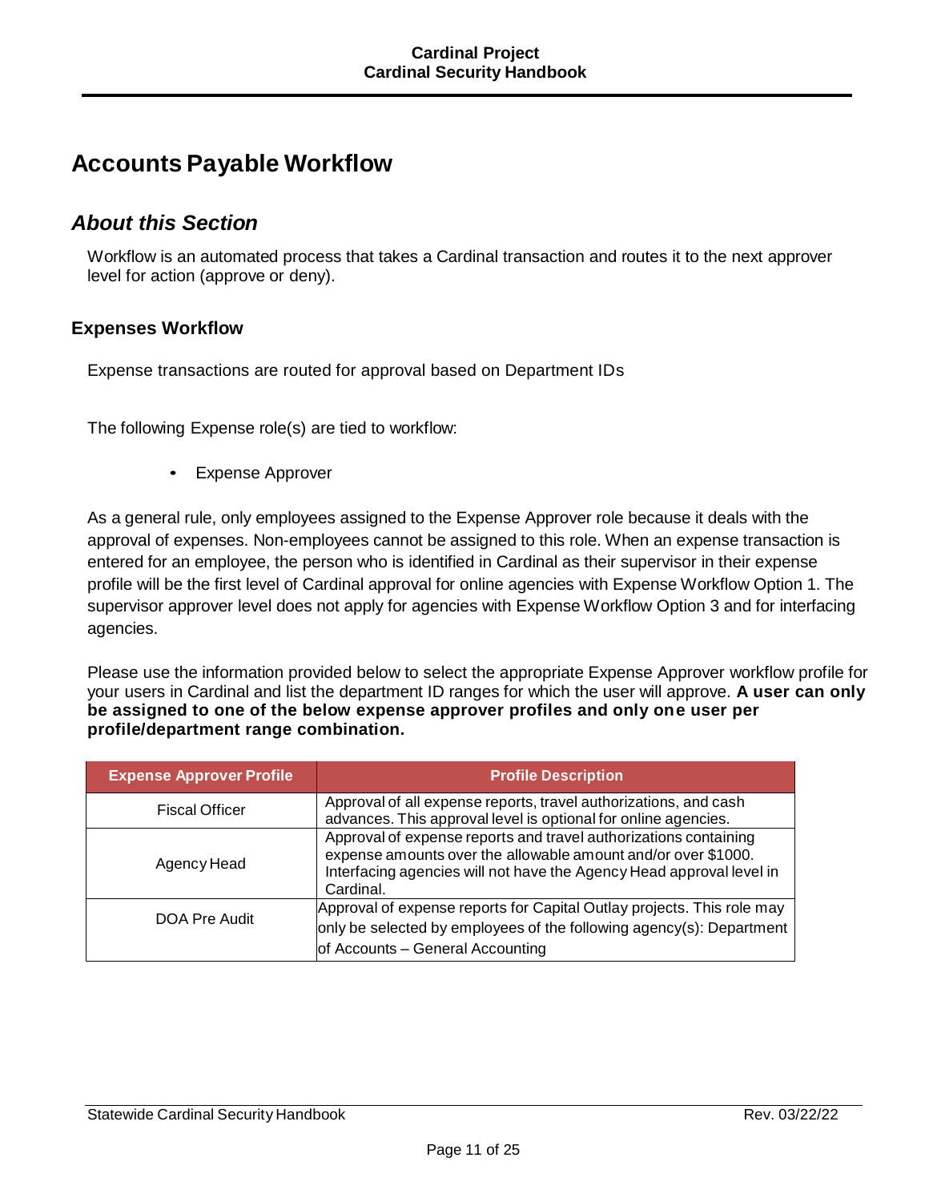# Accounts Payable Workflow

## *About this Section*

Workflow is an automated process that takes a Cardinal transaction and routes it to the next approver level for action (approve or deny).

### Expenses Workflow

Expense transactions are routed for approval based on Department IDs

The following Expense role(s) are tied to workflow:

- Expense Approver

As a general rule, only employees assigned to the Expense Approver role because it deals with the approval of expenses. Non-employees cannot be assigned to this role. When an expense transaction is entered for an employee, the person who is identified in Cardinal as their supervisor in their expense profile will be the first level of Cardinal approval for online agencies with Expense Workflow Option 1. The supervisor approver level does not apply for agencies with Expense Workflow Option 3 and for interfacing agencies.

Please use the information provided below to select the appropriate Expense Approver workflow profile for your users in Cardinal and list the department ID ranges for which the user will approve. **A user can only be assigned to one of the below expense approver profiles and only one user per profile/department range combination.**

| Expense Approver Profile | Profile Description |
|---|---|
| Fiscal Officer | Approval of all expense reports, travel authorizations, and cash advances. This approval level is optional for online agencies. |
| Agency Head | Approval of expense reports and travel authorizations containing expense amounts over the allowable amount and/or over $1000. Interfacing agencies will not have the Agency Head approval level in Cardinal. |
| DOA Pre Audit | Approval of expense reports for Capital Outlay projects. This role may only be selected by employees of the following agency(s): Department of Accounts – General Accounting |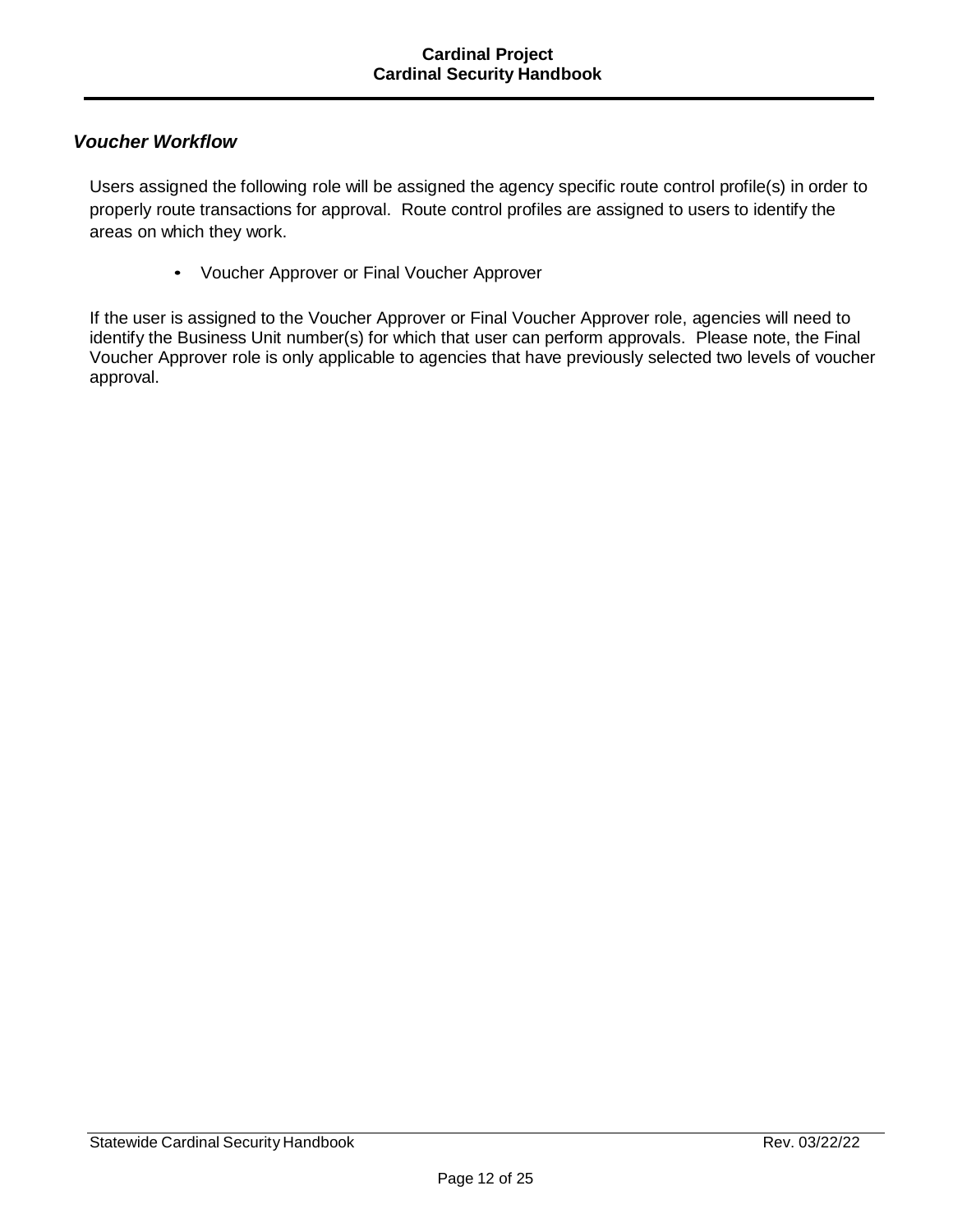### *Voucher Workflow*

Users assigned the following role will be assigned the agency specific route control profile(s) in order to properly route transactions for approval. Route control profiles are assigned to users to identify the areas on which they work.

- Voucher Approver or Final Voucher Approver

If the user is assigned to the Voucher Approver or Final Voucher Approver role, agencies will need to identify the Business Unit number(s) for which that user can perform approvals. Please note, the Final Voucher Approver role is only applicable to agencies that have previously selected two levels of voucher approval.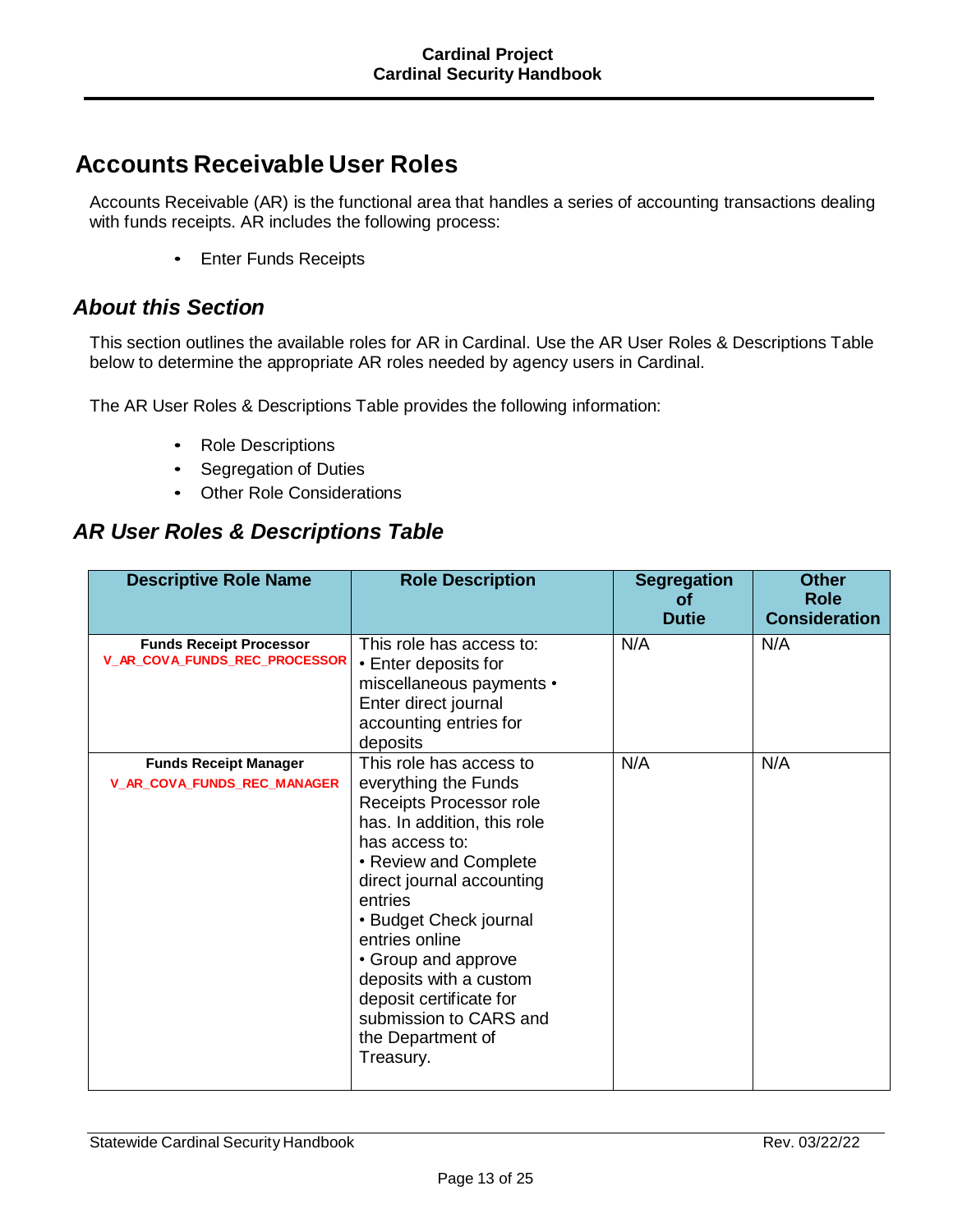# Accounts Receivable User Roles

Accounts Receivable (AR) is the functional area that handles a series of accounting transactions dealing with funds receipts. AR includes the following process:

- Enter Funds Receipts

## About this Section

This section outlines the available roles for AR in Cardinal. Use the AR User Roles & Descriptions Table below to determine the appropriate AR roles needed by agency users in Cardinal.

The AR User Roles & Descriptions Table provides the following information:

- Role Descriptions
- Segregation of Duties
- Other Role Considerations

## AR User Roles & Descriptions Table

| Descriptive Role Name | Role Description | Segregation of Dutie | Other Role Consideration |
|---|---|---|---|
| **Funds Receipt Processor** V_AR_COVA_FUNDS_REC_PROCESSOR | This role has access to: • Enter deposits for miscellaneous payments • Enter direct journal accounting entries for deposits | N/A | N/A |
| **Funds Receipt Manager** V_AR_COVA_FUNDS_REC_MANAGER | This role has access to everything the Funds Receipts Processor role has. In addition, this role has access to: • Review and Complete direct journal accounting entries • Budget Check journal entries online • Group and approve deposits with a custom deposit certificate for submission to CARS and the Department of Treasury. | N/A | N/A |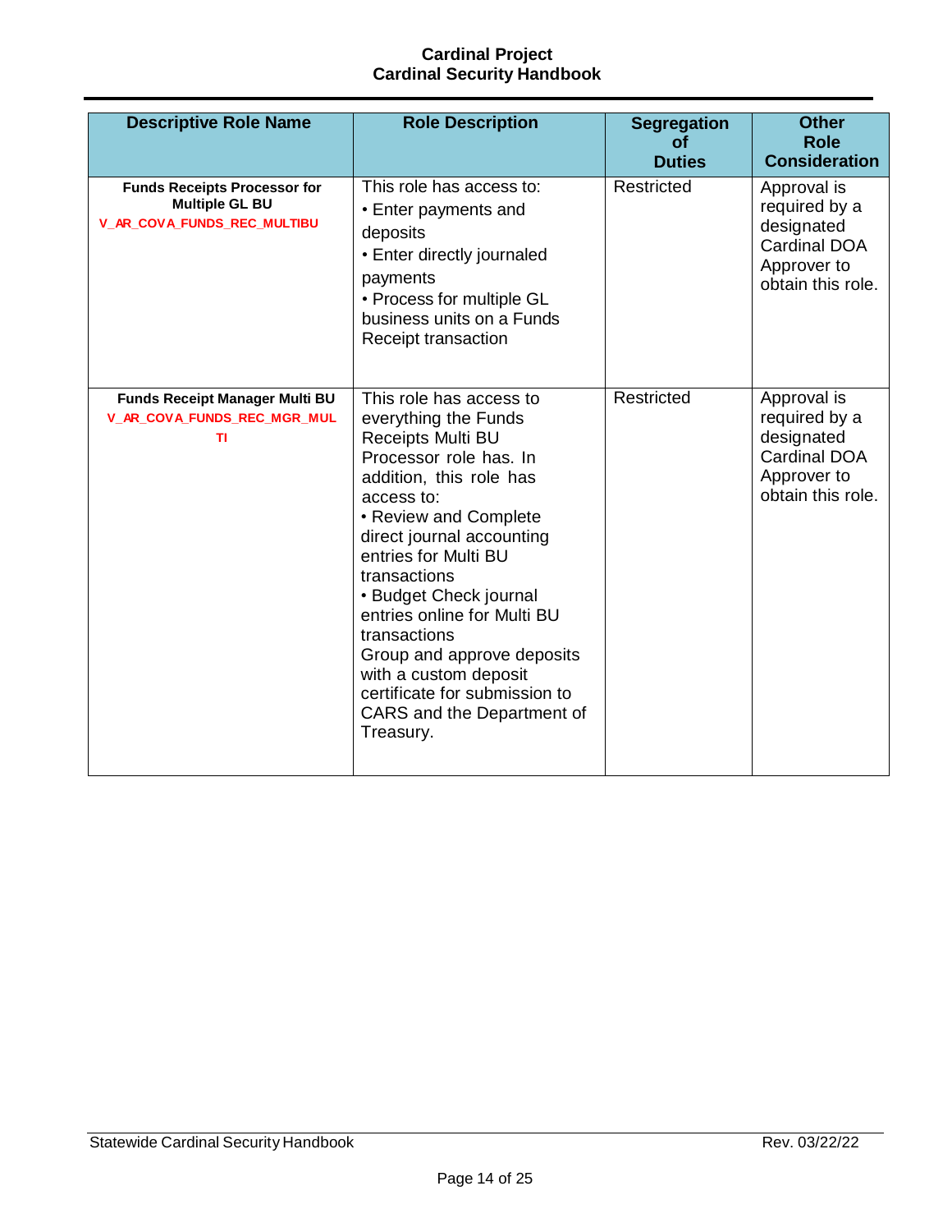| Descriptive Role Name | Role Description | Segregation of Duties | Other Role Consideration |
|---|---|---|---|
| **Funds Receipts Processor for Multiple GL BU** V_AR_COVA_FUNDS_REC_MULTIBU | This role has access to:<br>• Enter payments and deposits<br>• Enter directly journaled payments<br>• Process for multiple GL business units on a Funds Receipt transaction | Restricted | Approval is required by a designated Cardinal DOA Approver to obtain this role. |
| **Funds Receipt Manager Multi BU** V_AR_COVA_FUNDS_REC_MGR_MULTI | This role has access to everything the Funds Receipts Multi BU Processor role has. In addition, this role has access to:<br>• Review and Complete direct journal accounting entries for Multi BU transactions<br>• Budget Check journal entries online for Multi BU transactions<br>Group and approve deposits with a custom deposit certificate for submission to CARS and the Department of Treasury. | Restricted | Approval is required by a designated Cardinal DOA Approver to obtain this role. |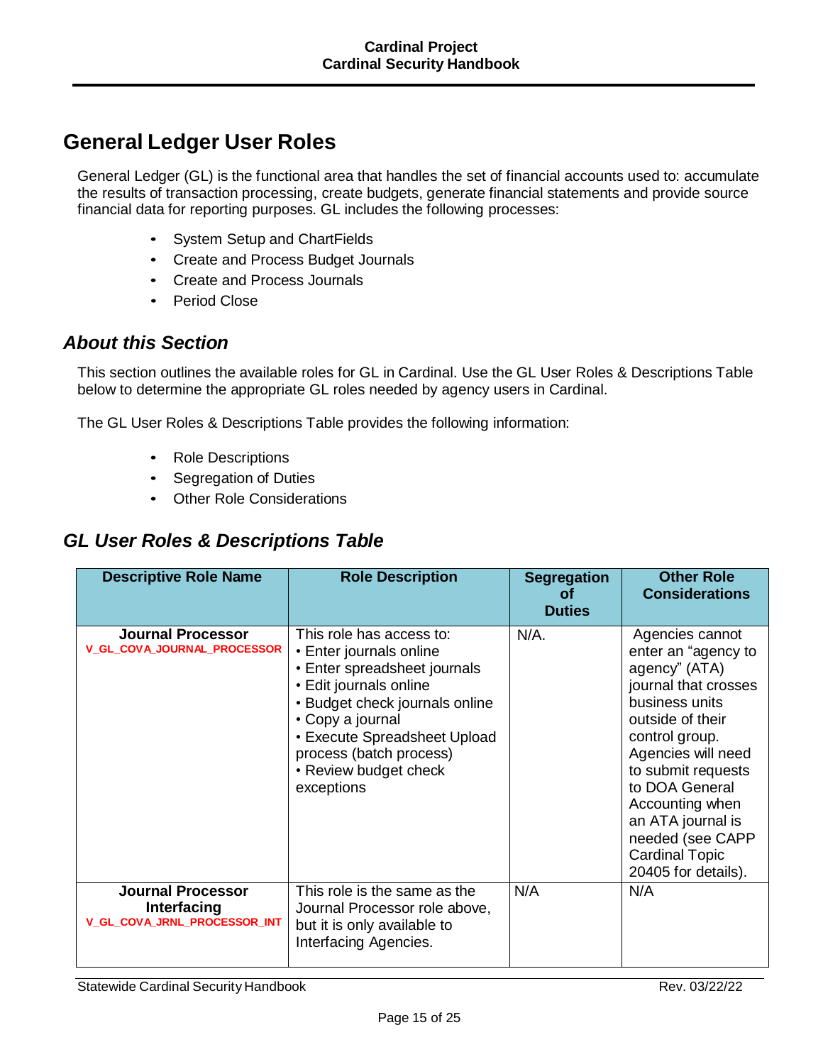# General Ledger User Roles

General Ledger (GL) is the functional area that handles the set of financial accounts used to: accumulate the results of transaction processing, create budgets, generate financial statements and provide source financial data for reporting purposes. GL includes the following processes:

- System Setup and ChartFields
- Create and Process Budget Journals
- Create and Process Journals
- Period Close

## *About this Section*

This section outlines the available roles for GL in Cardinal. Use the GL User Roles & Descriptions Table below to determine the appropriate GL roles needed by agency users in Cardinal.

The GL User Roles & Descriptions Table provides the following information:

- Role Descriptions
- Segregation of Duties
- Other Role Considerations

## *GL User Roles & Descriptions Table*

| Descriptive Role Name | Role Description | Segregation of Duties | Other Role Considerations |
|---|---|---|---|
| **Journal Processor** V_GL_COVA_JOURNAL_PROCESSOR | This role has access to:<br>• Enter journals online<br>• Enter spreadsheet journals<br>• Edit journals online<br>• Budget check journals online<br>• Copy a journal<br>• Execute Spreadsheet Upload process (batch process)<br>• Review budget check exceptions | N/A. | Agencies cannot enter an "agency to agency" (ATA) journal that crosses business units outside of their control group. Agencies will need to submit requests to DOA General Accounting when an ATA journal is needed (see CAPP Cardinal Topic 20405 for details). |
| **Journal Processor Interfacing** V_GL_COVA_JRNL_PROCESSOR_INT | This role is the same as the Journal Processor role above, but it is only available to Interfacing Agencies. | N/A | N/A |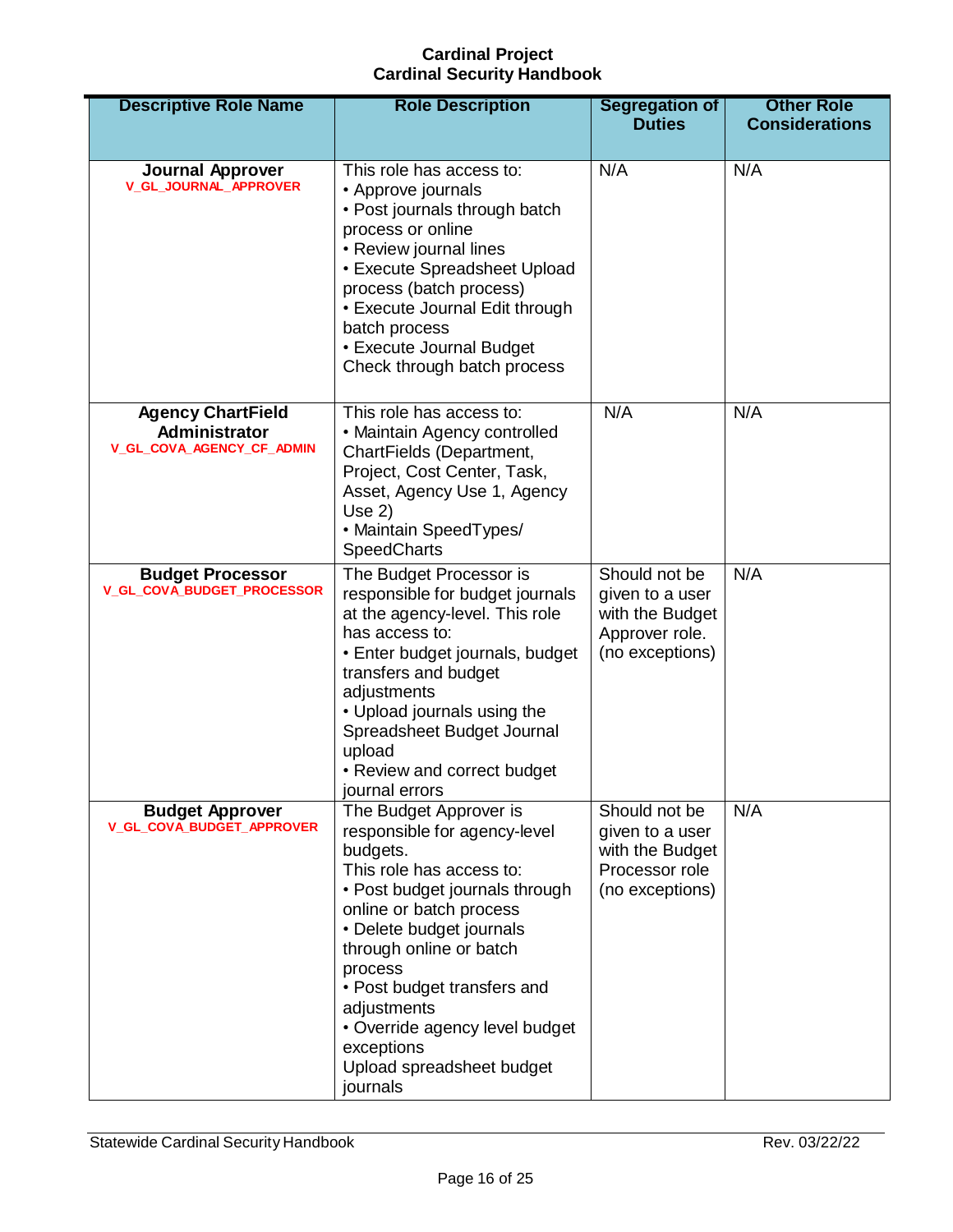| Descriptive Role Name | Role Description | Segregation of Duties | Other Role Considerations |
|---|---|---|---|
| **Journal Approver**<br>V_GL_JOURNAL_APPROVER | This role has access to:<br>• Approve journals<br>• Post journals through batch process or online<br>• Review journal lines<br>• Execute Spreadsheet Upload process (batch process)<br>• Execute Journal Edit through batch process<br>• Execute Journal Budget Check through batch process | N/A | N/A |
| **Agency ChartField Administrator**<br>V_GL_COVA_AGENCY_CF_ADMIN | This role has access to:<br>• Maintain Agency controlled ChartFields (Department, Project, Cost Center, Task, Asset, Agency Use 1, Agency Use 2)<br>• Maintain SpeedTypes/ SpeedCharts | N/A | N/A |
| **Budget Processor**<br>V_GL_COVA_BUDGET_PROCESSOR | The Budget Processor is responsible for budget journals at the agency-level. This role has access to:<br>• Enter budget journals, budget transfers and budget adjustments<br>• Upload journals using the Spreadsheet Budget Journal upload<br>• Review and correct budget journal errors | Should not be given to a user with the Budget Approver role. (no exceptions) | N/A |
| **Budget Approver**<br>V_GL_COVA_BUDGET_APPROVER | The Budget Approver is responsible for agency-level budgets.<br>This role has access to:<br>• Post budget journals through online or batch process<br>• Delete budget journals through online or batch process<br>• Post budget transfers and adjustments<br>• Override agency level budget exceptions<br>Upload spreadsheet budget journals | Should not be given to a user with the Budget Processor role (no exceptions) | N/A |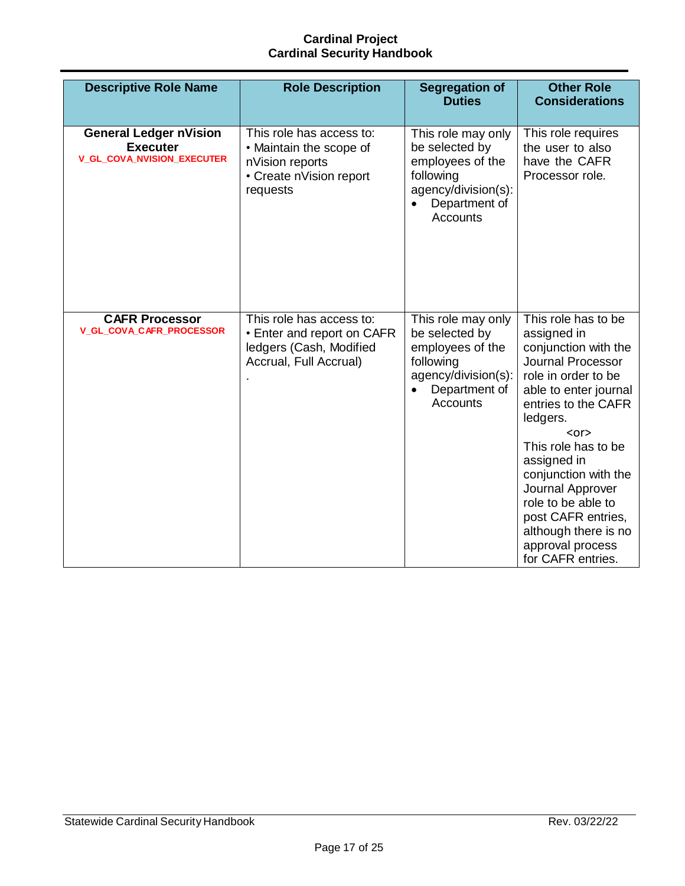| Descriptive Role Name | Role Description | Segregation of Duties | Other Role Considerations |
|---|---|---|---|
| **General Ledger nVision Executer**<br>V_GL_COVA_NVISION_EXECUTER | This role has access to:<br>• Maintain the scope of nVision reports<br>• Create nVision report requests | This role may only be selected by employees of the following agency/division(s):<br>• Department of Accounts | This role requires the user to also have the CAFR Processor role. |
| **CAFR Processor**<br>V_GL_COVA_CAFR_PROCESSOR | This role has access to:<br>• Enter and report on CAFR ledgers (Cash, Modified Accrual, Full Accrual)<br>. | This role may only be selected by employees of the following agency/division(s):<br>• Department of Accounts | This role has to be assigned in conjunction with the Journal Processor role in order to be able to enter journal entries to the CAFR ledgers.<br><or><br>This role has to be assigned in conjunction with the Journal Approver role to be able to post CAFR entries, although there is no approval process for CAFR entries. |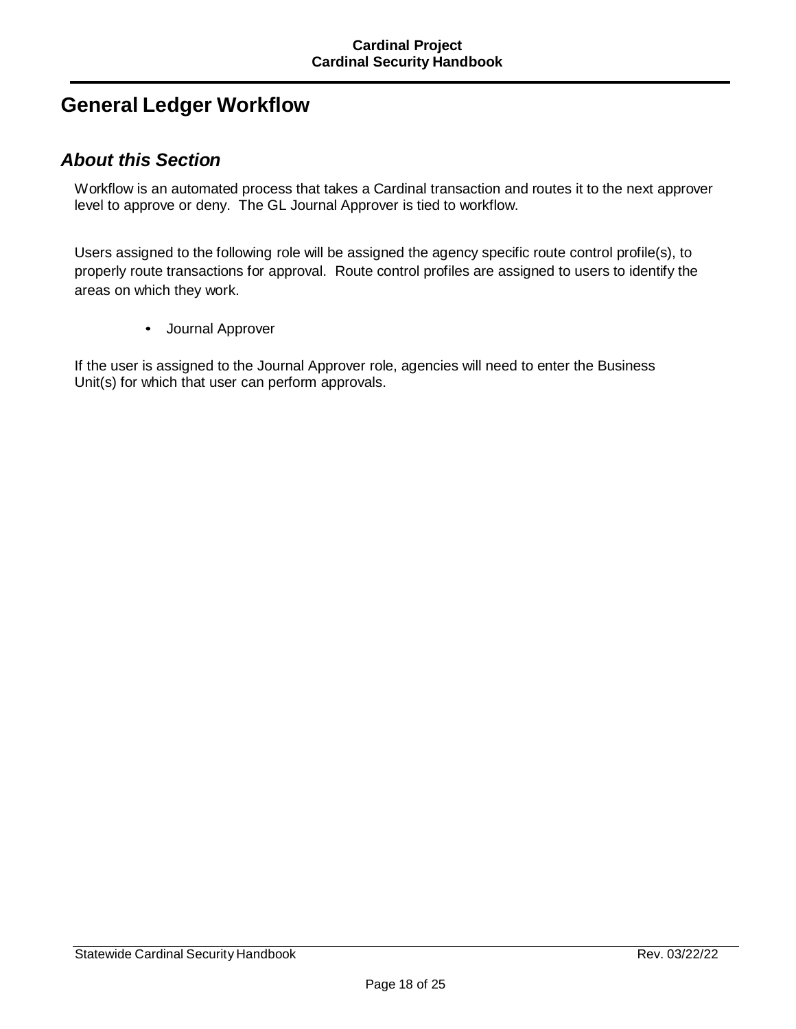# General Ledger Workflow

## *About this Section*

Workflow is an automated process that takes a Cardinal transaction and routes it to the next approver level to approve or deny. The GL Journal Approver is tied to workflow.

Users assigned to the following role will be assigned the agency specific route control profile(s), to properly route transactions for approval. Route control profiles are assigned to users to identify the areas on which they work.

- Journal Approver

If the user is assigned to the Journal Approver role, agencies will need to enter the Business Unit(s) for which that user can perform approvals.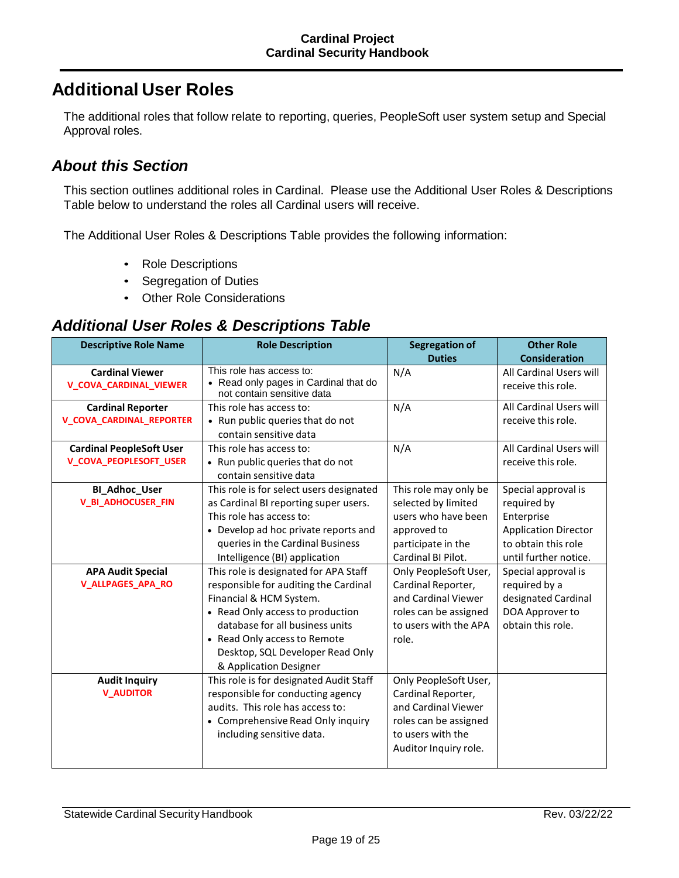# Additional User Roles

The additional roles that follow relate to reporting, queries, PeopleSoft user system setup and Special Approval roles.

## About this Section

This section outlines additional roles in Cardinal. Please use the Additional User Roles & Descriptions Table below to understand the roles all Cardinal users will receive.

The Additional User Roles & Descriptions Table provides the following information:

- Role Descriptions
- Segregation of Duties
- Other Role Considerations

## Additional User Roles & Descriptions Table

| Descriptive Role Name | Role Description | Segregation of Duties | Other Role Consideration |
|---|---|---|---|
| **Cardinal Viewer** V_COVA_CARDINAL_VIEWER | This role has access to: <br>• Read only pages in Cardinal that do not contain sensitive data | N/A | All Cardinal Users will receive this role. |
| **Cardinal Reporter** V_COVA_CARDINAL_REPORTER | This role has access to: <br>• Run public queries that do not contain sensitive data | N/A | All Cardinal Users will receive this role. |
| **Cardinal PeopleSoft User** V_COVA_PEOPLESOFT_USER | This role has access to: <br>• Run public queries that do not contain sensitive data | N/A | All Cardinal Users will receive this role. |
| **BI_Adhoc_User** V_BI_ADHOCUSER_FIN | This role is for select users designated as Cardinal BI reporting super users. This role has access to: <br>• Develop ad hoc private reports and queries in the Cardinal Business Intelligence (BI) application | This role may only be selected by limited users who have been approved to participate in the Cardinal BI Pilot. | Special approval is required by Enterprise Application Director to obtain this role until further notice. |
| **APA Audit Special** V_ALLPAGES_APA_RO | This role is designated for APA Staff responsible for auditing the Cardinal Financial & HCM System. <br>• Read Only access to production database for all business units <br>• Read Only access to Remote Desktop, SQL Developer Read Only & Application Designer | Only PeopleSoft User, Cardinal Reporter, and Cardinal Viewer roles can be assigned to users with the APA role. | Special approval is required by a designated Cardinal DOA Approver to obtain this role. |
| **Audit Inquiry** V_AUDITOR | This role is for designated Audit Staff responsible for conducting agency audits. This role has access to: <br>• Comprehensive Read Only inquiry including sensitive data. | Only PeopleSoft User, Cardinal Reporter, and Cardinal Viewer roles can be assigned to users with the Auditor Inquiry role. | |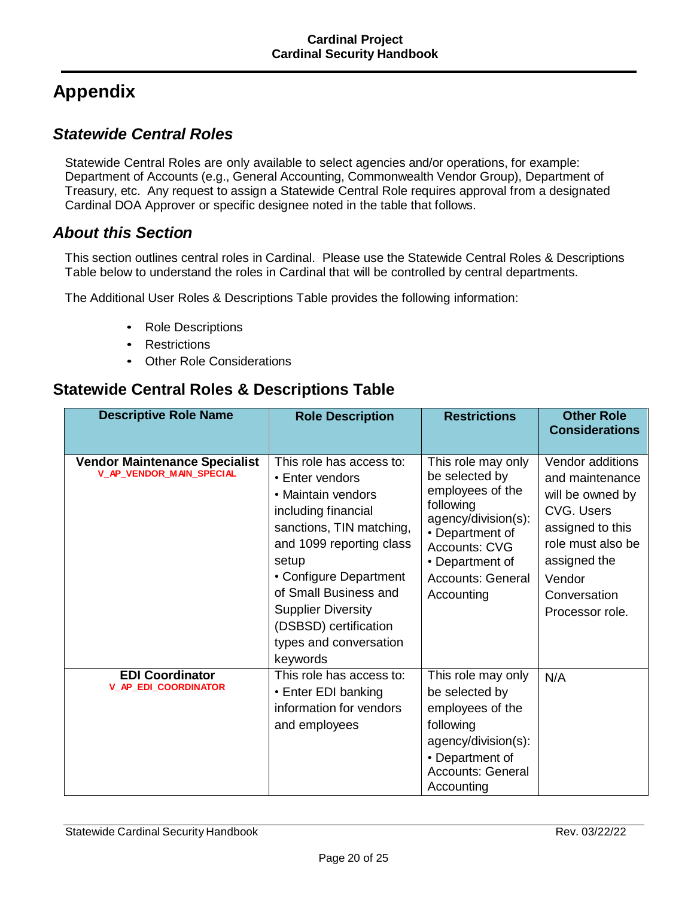# Appendix

## *Statewide Central Roles*

Statewide Central Roles are only available to select agencies and/or operations, for example: Department of Accounts (e.g., General Accounting, Commonwealth Vendor Group), Department of Treasury, etc. Any request to assign a Statewide Central Role requires approval from a designated Cardinal DOA Approver or specific designee noted in the table that follows.

## *About this Section*

This section outlines central roles in Cardinal. Please use the Statewide Central Roles & Descriptions Table below to understand the roles in Cardinal that will be controlled by central departments.

The Additional User Roles & Descriptions Table provides the following information:

- Role Descriptions
- Restrictions
- Other Role Considerations

## Statewide Central Roles & Descriptions Table

| Descriptive Role Name | Role Description | Restrictions | Other Role Considerations |
|---|---|---|---|
| **Vendor Maintenance Specialist** V_AP_VENDOR_MAIN_SPECIAL | This role has access to:<br>• Enter vendors<br>• Maintain vendors including financial sanctions, TIN matching, and 1099 reporting class setup<br>• Configure Department of Small Business and Supplier Diversity (DSBSD) certification types and conversation keywords | This role may only be selected by employees of the following agency/division(s):<br>• Department of Accounts: CVG<br>• Department of Accounts: General Accounting | Vendor additions and maintenance will be owned by CVG. Users assigned to this role must also be assigned the Vendor Conversation Processor role. |
| **EDI Coordinator** V_AP_EDI_COORDINATOR | This role has access to:<br>• Enter EDI banking information for vendors and employees | This role may only be selected by employees of the following agency/division(s):<br>• Department of Accounts: General Accounting | N/A |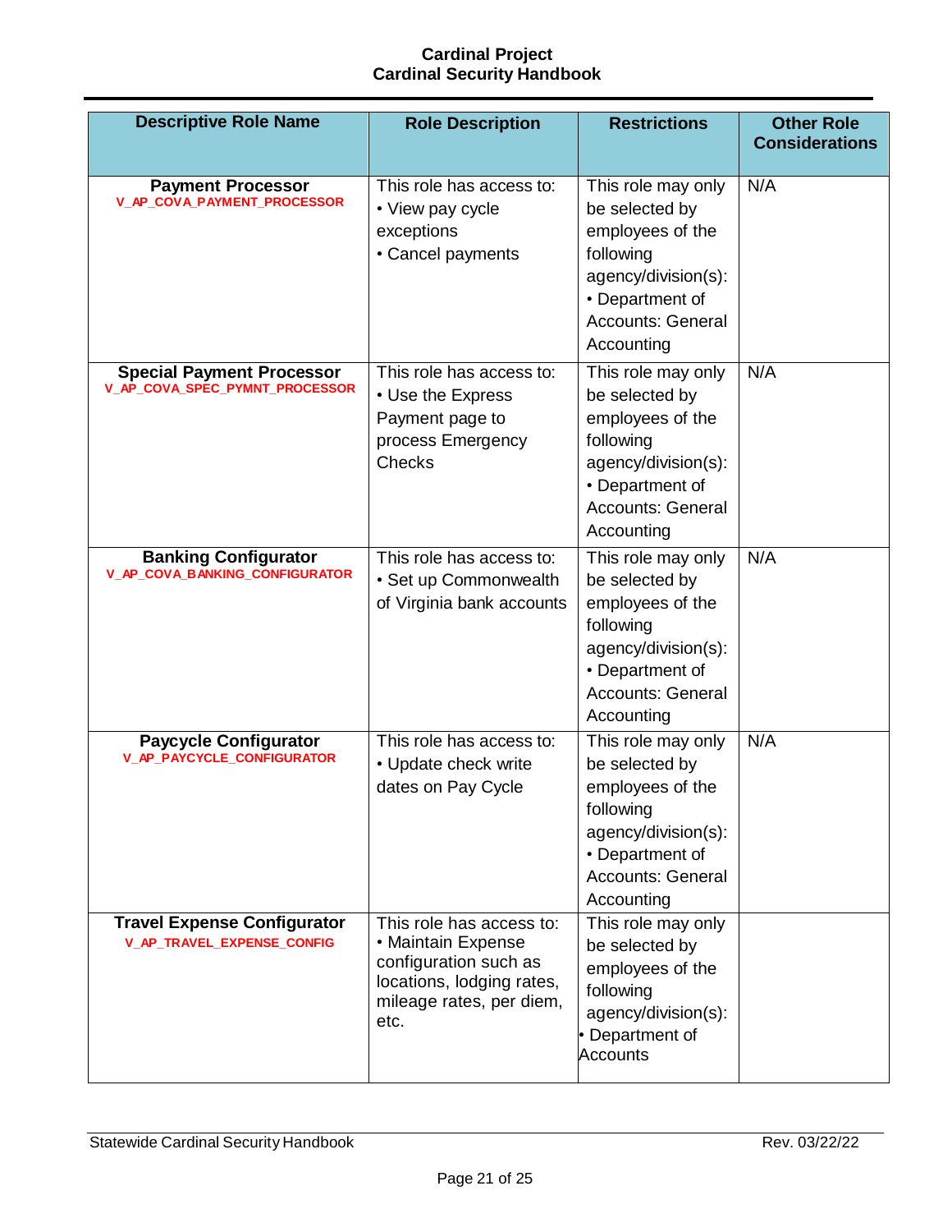| Descriptive Role Name | Role Description | Restrictions | Other Role Considerations |
|---|---|---|---|
| **Payment Processor**<br>V_AP_COVA_PAYMENT_PROCESSOR | This role has access to:<br>• View pay cycle exceptions<br>• Cancel payments | This role may only be selected by employees of the following agency/division(s):<br>• Department of Accounts: General Accounting | N/A |
| **Special Payment Processor**<br>V_AP_COVA_SPEC_PYMNT_PROCESSOR | This role has access to:<br>• Use the Express Payment page to process Emergency Checks | This role may only be selected by employees of the following agency/division(s):<br>• Department of Accounts: General Accounting | N/A |
| **Banking Configurator**<br>V_AP_COVA_BANKING_CONFIGURATOR | This role has access to:<br>• Set up Commonwealth of Virginia bank accounts | This role may only be selected by employees of the following agency/division(s):<br>• Department of Accounts: General Accounting | N/A |
| **Paycycle Configurator**<br>V_AP_PAYCYCLE_CONFIGURATOR | This role has access to:<br>• Update check write dates on Pay Cycle | This role may only be selected by employees of the following agency/division(s):<br>• Department of Accounts: General Accounting | N/A |
| **Travel Expense Configurator**<br>V_AP_TRAVEL_EXPENSE_CONFIG | This role has access to:<br>• Maintain Expense configuration such as locations, lodging rates, mileage rates, per diem, etc. | This role may only be selected by employees of the following agency/division(s):<br>• Department of Accounts | |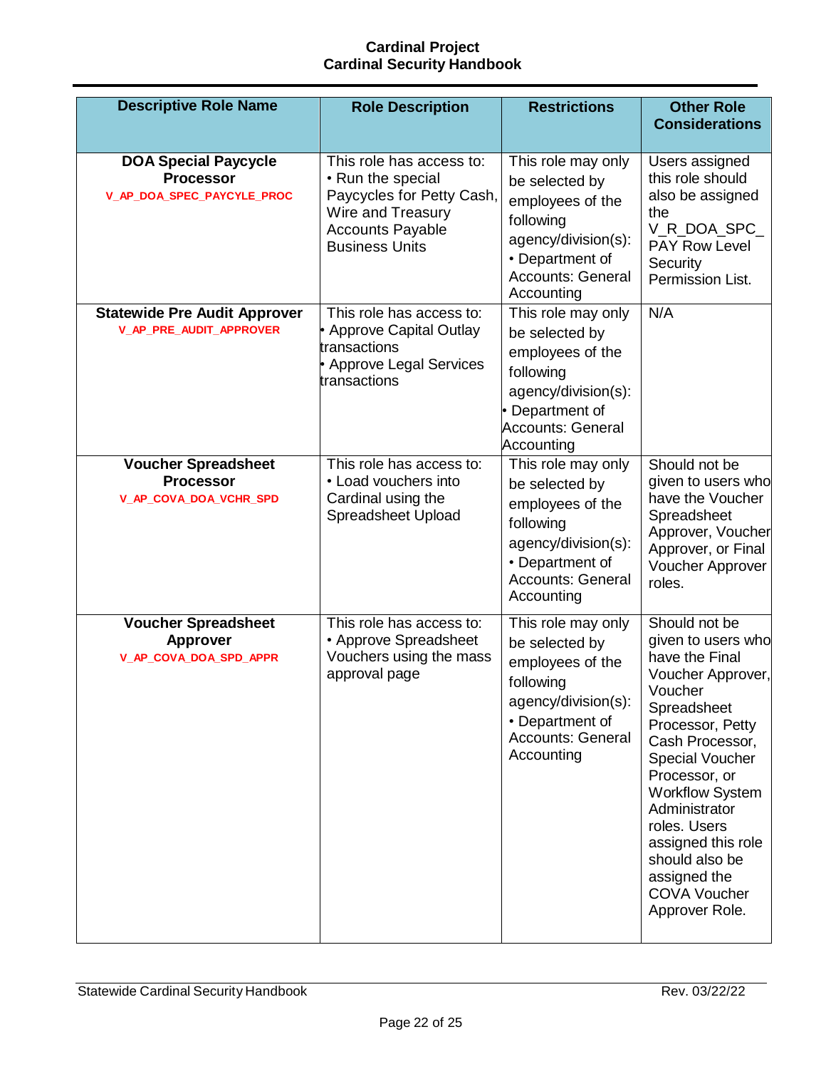| Descriptive Role Name | Role Description | Restrictions | Other Role Considerations |
|---|---|---|---|
| **DOA Special Paycycle Processor** V_AP_DOA_SPEC_PAYCYLE_PROC | This role has access to: • Run the special Paycycles for Petty Cash, Wire and Treasury Accounts Payable Business Units | This role may only be selected by employees of the following agency/division(s): • Department of Accounts: General Accounting | Users assigned this role should also be assigned the V_R_DOA_SPC_PAY Row Level Security Permission List. |
| **Statewide Pre Audit Approver** V_AP_PRE_AUDIT_APPROVER | This role has access to: • Approve Capital Outlay transactions • Approve Legal Services transactions | This role may only be selected by employees of the following agency/division(s): • Department of Accounts: General Accounting | N/A |
| **Voucher Spreadsheet Processor** V_AP_COVA_DOA_VCHR_SPD | This role has access to: • Load vouchers into Cardinal using the Spreadsheet Upload | This role may only be selected by employees of the following agency/division(s): • Department of Accounts: General Accounting | Should not be given to users who have the Voucher Spreadsheet Approver, Voucher Approver, or Final Voucher Approver roles. |
| **Voucher Spreadsheet Approver** V_AP_COVA_DOA_SPD_APPR | This role has access to: • Approve Spreadsheet Vouchers using the mass approval page | This role may only be selected by employees of the following agency/division(s): • Department of Accounts: General Accounting | Should not be given to users who have the Final Voucher Approver, Voucher Spreadsheet Processor, Petty Cash Processor, Special Voucher Processor, or Workflow System Administrator roles. Users assigned this role should also be assigned the COVA Voucher Approver Role. |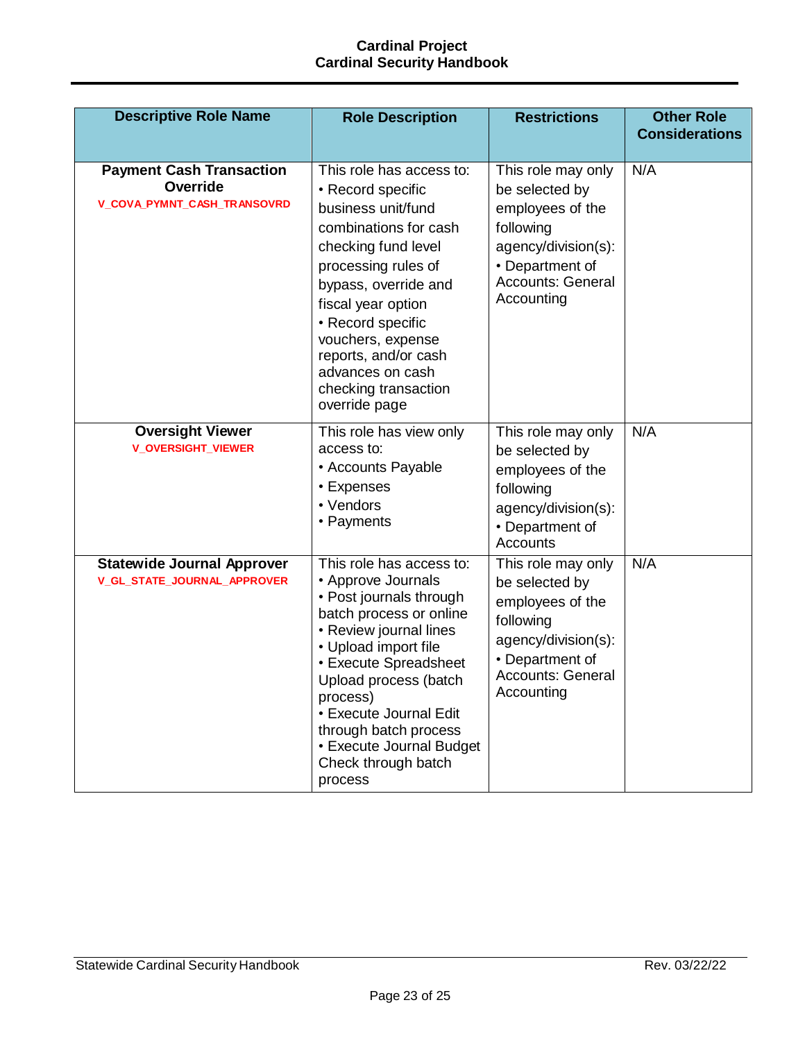| Descriptive Role Name | Role Description | Restrictions | Other Role Considerations |
|---|---|---|---|
| **Payment Cash Transaction Override**<br>V_COVA_PYMNT_CASH_TRANSOVRD | This role has access to:<br>• Record specific business unit/fund combinations for cash checking fund level processing rules of bypass, override and fiscal year option<br>• Record specific vouchers, expense reports, and/or cash advances on cash checking transaction override page | This role may only be selected by employees of the following agency/division(s):<br>• Department of Accounts: General Accounting | N/A |
| **Oversight Viewer**<br>V_OVERSIGHT_VIEWER | This role has view only access to:<br>• Accounts Payable<br>• Expenses<br>• Vendors<br>• Payments | This role may only be selected by employees of the following agency/division(s):<br>• Department of Accounts | N/A |
| **Statewide Journal Approver**<br>V_GL_STATE_JOURNAL_APPROVER | This role has access to:<br>• Approve Journals<br>• Post journals through batch process or online<br>• Review journal lines<br>• Upload import file<br>• Execute Spreadsheet Upload process (batch process)<br>• Execute Journal Edit through batch process<br>• Execute Journal Budget Check through batch process | This role may only be selected by employees of the following agency/division(s):<br>• Department of Accounts: General Accounting | N/A |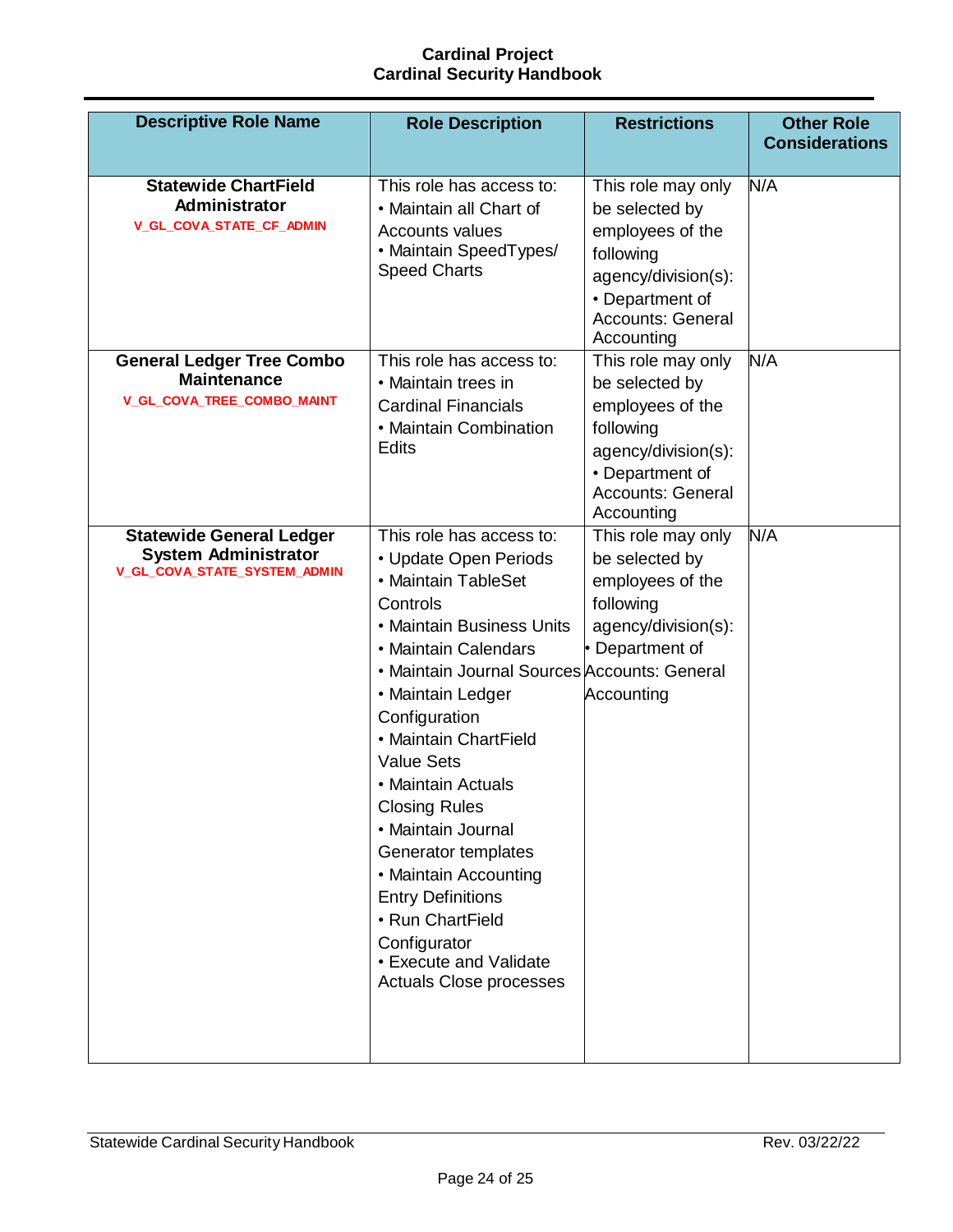| Descriptive Role Name | Role Description | Restrictions | Other Role Considerations |
|---|---|---|---|
| **Statewide ChartField Administrator** V_GL_COVA_STATE_CF_ADMIN | This role has access to: • Maintain all Chart of Accounts values • Maintain SpeedTypes/ Speed Charts | This role may only be selected by employees of the following agency/division(s): • Department of Accounts: General Accounting | N/A |
| **General Ledger Tree Combo Maintenance** V_GL_COVA_TREE_COMBO_MAINT | This role has access to: • Maintain trees in Cardinal Financials • Maintain Combination Edits | This role may only be selected by employees of the following agency/division(s): • Department of Accounts: General Accounting | N/A |
| **Statewide General Ledger System Administrator** V_GL_COVA_STATE_SYSTEM_ADMIN | This role has access to: • Update Open Periods • Maintain TableSet Controls • Maintain Business Units • Maintain Calendars • Maintain Journal Sources • Maintain Ledger Configuration • Maintain ChartField Value Sets • Maintain Actuals Closing Rules • Maintain Journal Generator templates • Maintain Accounting Entry Definitions • Run ChartField Configurator • Execute and Validate Actuals Close processes | This role may only be selected by employees of the following agency/division(s): • Department of Accounts: General Accounting | N/A |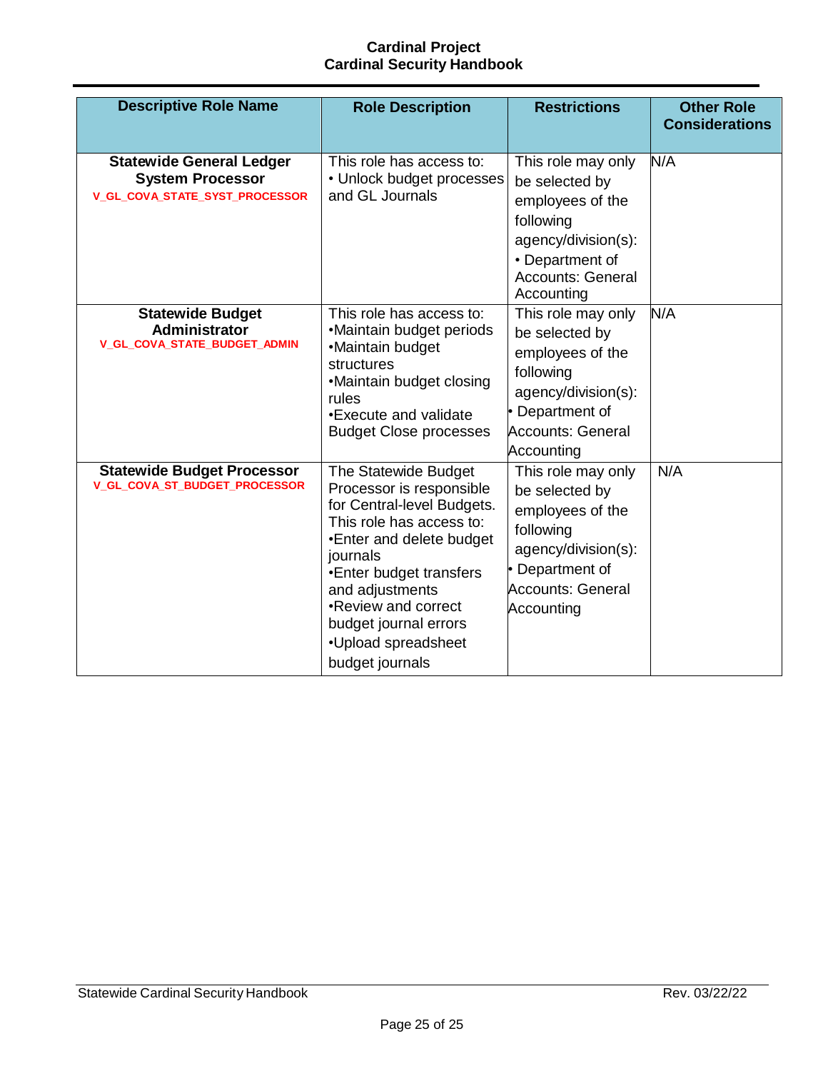| Descriptive Role Name | Role Description | Restrictions | Other Role Considerations |
|---|---|---|---|
| **Statewide General Ledger System Processor**<br>**V_GL_COVA_STATE_SYST_PROCESSOR** | This role has access to:<br>• Unlock budget processes and GL Journals | This role may only be selected by employees of the following agency/division(s):<br>• Department of Accounts: General Accounting | N/A |
| **Statewide Budget Administrator**<br>**V_GL_COVA_STATE_BUDGET_ADMIN** | This role has access to:<br>•Maintain budget periods<br>•Maintain budget structures<br>•Maintain budget closing rules<br>•Execute and validate Budget Close processes | This role may only be selected by employees of the following agency/division(s):<br>• Department of Accounts: General Accounting | N/A |
| **Statewide Budget Processor**<br>**V_GL_COVA_ST_BUDGET_PROCESSOR** | The Statewide Budget Processor is responsible for Central-level Budgets. This role has access to:<br>•Enter and delete budget journals<br>•Enter budget transfers and adjustments<br>•Review and correct budget journal errors<br>•Upload spreadsheet budget journals | This role may only be selected by employees of the following agency/division(s):<br>• Department of Accounts: General Accounting | N/A |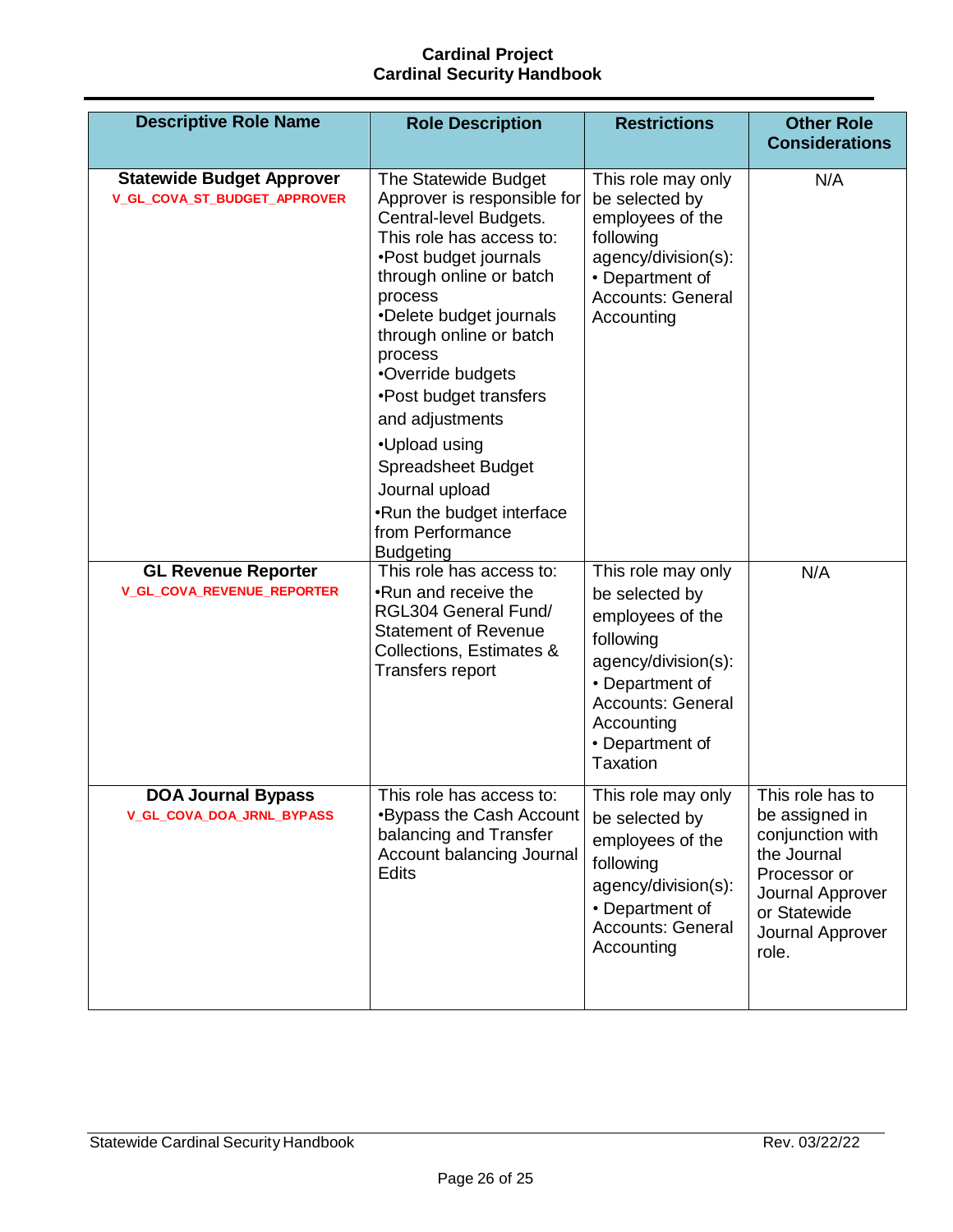| Descriptive Role Name | Role Description | Restrictions | Other Role Considerations |
|---|---|---|---|
| **Statewide Budget Approver** V_GL_COVA_ST_BUDGET_APPROVER | The Statewide Budget Approver is responsible for Central-level Budgets. This role has access to: •Post budget journals through online or batch process •Delete budget journals through online or batch process •Override budgets •Post budget transfers and adjustments •Upload using Spreadsheet Budget Journal upload •Run the budget interface from Performance Budgeting | This role may only be selected by employees of the following agency/division(s): • Department of Accounts: General Accounting | N/A |
| **GL Revenue Reporter** V_GL_COVA_REVENUE_REPORTER | This role has access to: •Run and receive the RGL304 General Fund/ Statement of Revenue Collections, Estimates & Transfers report | This role may only be selected by employees of the following agency/division(s): • Department of Accounts: General Accounting • Department of Taxation | N/A |
| **DOA Journal Bypass** V_GL_COVA_DOA_JRNL_BYPASS | This role has access to: •Bypass the Cash Account balancing and Transfer Account balancing Journal Edits | This role may only be selected by employees of the following agency/division(s): • Department of Accounts: General Accounting | This role has to be assigned in conjunction with the Journal Processor or Journal Approver or Statewide Journal Approver role. |